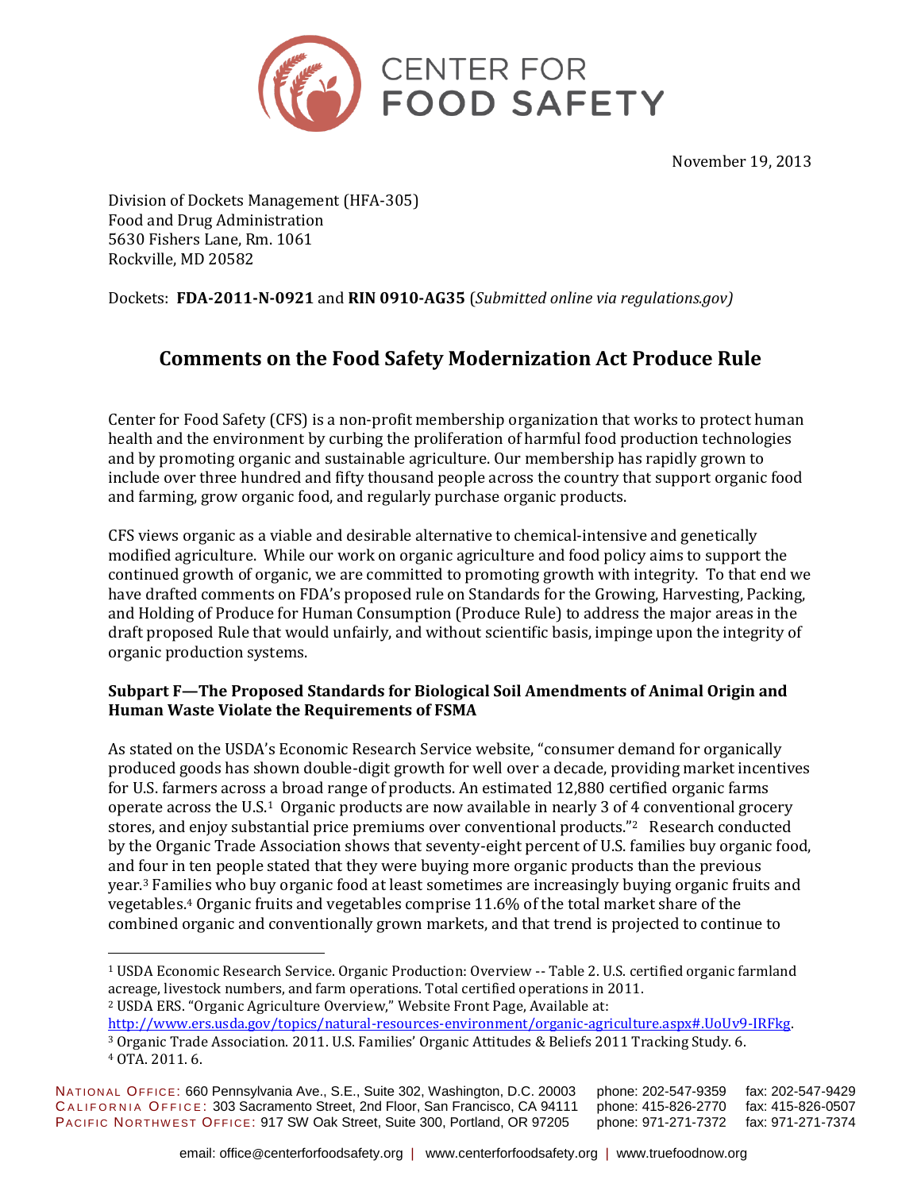CENTER FOR FOOD SAFETY

November 19, 2013

Division of Dockets Management (HFA-305)
Food and Drug Administration
5630 Fishers Lane, Rm. 1061
Rockville, MD 20582

Dockets: **FDA-2011-N-0921** and **RIN 0910-AG35** (*Submitted online via regulations.gov)*

## Comments on the Food Safety Modernization Act Produce Rule

Center for Food Safety (CFS) is a non-profit membership organization that works to protect human health and the environment by curbing the proliferation of harmful food production technologies and by promoting organic and sustainable agriculture. Our membership has rapidly grown to include over three hundred and fifty thousand people across the country that support organic food and farming, grow organic food, and regularly purchase organic products.

CFS views organic as a viable and desirable alternative to chemical-intensive and genetically modified agriculture. While our work on organic agriculture and food policy aims to support the continued growth of organic, we are committed to promoting growth with integrity. To that end we have drafted comments on FDA's proposed rule on Standards for the Growing, Harvesting, Packing, and Holding of Produce for Human Consumption (Produce Rule) to address the major areas in the draft proposed Rule that would unfairly, and without scientific basis, impinge upon the integrity of organic production systems.

### Subpart F—The Proposed Standards for Biological Soil Amendments of Animal Origin and Human Waste Violate the Requirements of FSMA

As stated on the USDA's Economic Research Service website, "consumer demand for organically produced goods has shown double-digit growth for well over a decade, providing market incentives for U.S. farmers across a broad range of products. An estimated 12,880 certified organic farms operate across the U.S.[1] Organic products are now available in nearly 3 of 4 conventional grocery stores, and enjoy substantial price premiums over conventional products."[2] Research conducted by the Organic Trade Association shows that seventy-eight percent of U.S. families buy organic food, and four in ten people stated that they were buying more organic products than the previous year.[3] Families who buy organic food at least sometimes are increasingly buying organic fruits and vegetables.[4] Organic fruits and vegetables comprise 11.6% of the total market share of the combined organic and conventionally grown markets, and that trend is projected to continue to

[1] USDA Economic Research Service. Organic Production: Overview -- Table 2. U.S. certified organic farmland acreage, livestock numbers, and farm operations. Total certified operations in 2011.

[2] USDA ERS. "Organic Agriculture Overview," Website Front Page, Available at: http://www.ers.usda.gov/topics/natural-resources-environment/organic-agriculture.aspx#.UoUv9-IRFkg.

[3] Organic Trade Association. 2011. U.S. Families' Organic Attitudes & Beliefs 2011 Tracking Study. 6.

[4] OTA. 2011. 6.

NATIONAL OFFICE: 660 Pennsylvania Ave., S.E., Suite 302, Washington, D.C. 20003 phone: 202-547-9359 fax: 202-547-9429
CALIFORNIA OFFICE: 303 Sacramento Street, 2nd Floor, San Francisco, CA 94111 phone: 415-826-2770 fax: 415-826-0507
PACIFIC NORTHWEST OFFICE: 917 SW Oak Street, Suite 300, Portland, OR 97205 phone: 971-271-7372 fax: 971-271-7374

email: office@centerforfoodsafety.org | www.centerforfoodsafety.org | www.truefoodnow.org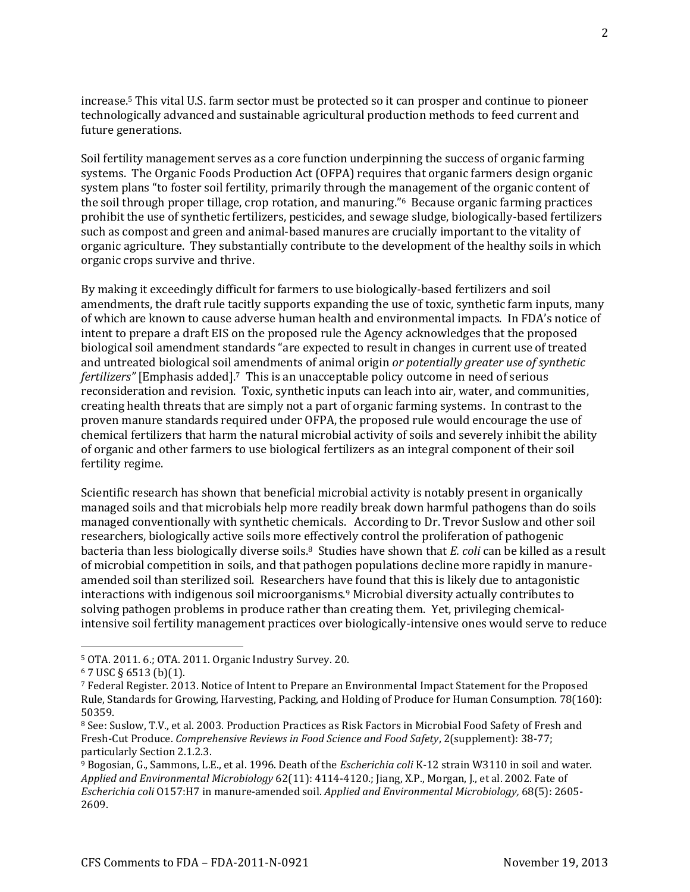increase.[5] This vital U.S. farm sector must be protected so it can prosper and continue to pioneer technologically advanced and sustainable agricultural production methods to feed current and future generations.

Soil fertility management serves as a core function underpinning the success of organic farming systems. The Organic Foods Production Act (OFPA) requires that organic farmers design organic system plans "to foster soil fertility, primarily through the management of the organic content of the soil through proper tillage, crop rotation, and manuring."[6] Because organic farming practices prohibit the use of synthetic fertilizers, pesticides, and sewage sludge, biologically-based fertilizers such as compost and green and animal-based manures are crucially important to the vitality of organic agriculture. They substantially contribute to the development of the healthy soils in which organic crops survive and thrive.

By making it exceedingly difficult for farmers to use biologically-based fertilizers and soil amendments, the draft rule tacitly supports expanding the use of toxic, synthetic farm inputs, many of which are known to cause adverse human health and environmental impacts. In FDA's notice of intent to prepare a draft EIS on the proposed rule the Agency acknowledges that the proposed biological soil amendment standards "are expected to result in changes in current use of treated and untreated biological soil amendments of animal origin *or potentially greater use of synthetic fertilizers"* [Emphasis added].[7] This is an unacceptable policy outcome in need of serious reconsideration and revision. Toxic, synthetic inputs can leach into air, water, and communities, creating health threats that are simply not a part of organic farming systems. In contrast to the proven manure standards required under OFPA, the proposed rule would encourage the use of chemical fertilizers that harm the natural microbial activity of soils and severely inhibit the ability of organic and other farmers to use biological fertilizers as an integral component of their soil fertility regime.

Scientific research has shown that beneficial microbial activity is notably present in organically managed soils and that microbials help more readily break down harmful pathogens than do soils managed conventionally with synthetic chemicals. According to Dr. Trevor Suslow and other soil researchers, biologically active soils more effectively control the proliferation of pathogenic bacteria than less biologically diverse soils.[8] Studies have shown that *E. coli* can be killed as a result of microbial competition in soils, and that pathogen populations decline more rapidly in manure-amended soil than sterilized soil. Researchers have found that this is likely due to antagonistic interactions with indigenous soil microorganisms.[9] Microbial diversity actually contributes to solving pathogen problems in produce rather than creating them. Yet, privileging chemical-intensive soil fertility management practices over biologically-intensive ones would serve to reduce

---

[5] OTA. 2011. 6.; OTA. 2011. Organic Industry Survey. 20.

[6] 7 USC § 6513 (b)(1).

[7] Federal Register. 2013. Notice of Intent to Prepare an Environmental Impact Statement for the Proposed Rule, Standards for Growing, Harvesting, Packing, and Holding of Produce for Human Consumption. 78(160): 50359.

[8] See: Suslow, T.V., et al. 2003. Production Practices as Risk Factors in Microbial Food Safety of Fresh and Fresh-Cut Produce. *Comprehensive Reviews in Food Science and Food Safety*, 2(supplement): 38-77; particularly Section 2.1.2.3.

[9] Bogosian, G., Sammons, L.E., et al. 1996. Death of the *Escherichia coli* K-12 strain W3110 in soil and water. *Applied and Environmental Microbiology* 62(11): 4114-4120.; Jiang, X.P., Morgan, J., et al. 2002. Fate of *Escherichia coli* O157:H7 in manure-amended soil. *Applied and Environmental Microbiology,* 68(5): 2605-2609.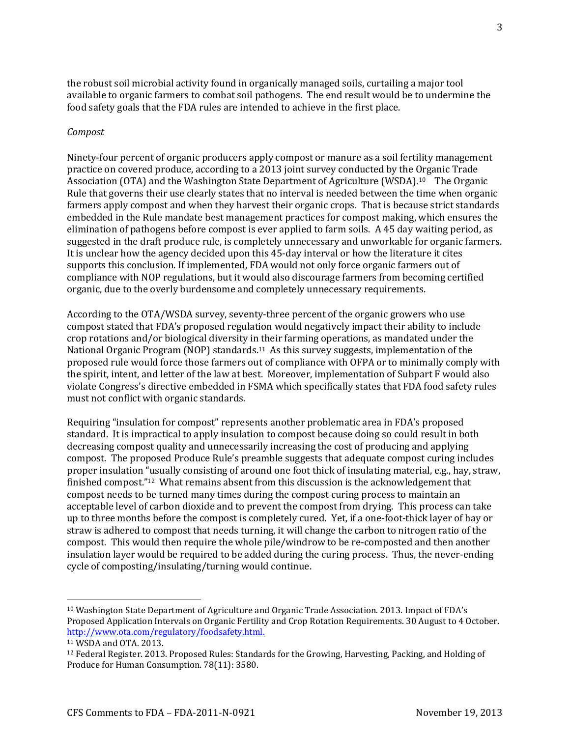the robust soil microbial activity found in organically managed soils, curtailing a major tool available to organic farmers to combat soil pathogens. The end result would be to undermine the food safety goals that the FDA rules are intended to achieve in the first place.

*Compost*

Ninety-four percent of organic producers apply compost or manure as a soil fertility management practice on covered produce, according to a 2013 joint survey conducted by the Organic Trade Association (OTA) and the Washington State Department of Agriculture (WSDA).[10] The Organic Rule that governs their use clearly states that no interval is needed between the time when organic farmers apply compost and when they harvest their organic crops. That is because strict standards embedded in the Rule mandate best management practices for compost making, which ensures the elimination of pathogens before compost is ever applied to farm soils. A 45 day waiting period, as suggested in the draft produce rule, is completely unnecessary and unworkable for organic farmers. It is unclear how the agency decided upon this 45-day interval or how the literature it cites supports this conclusion. If implemented, FDA would not only force organic farmers out of compliance with NOP regulations, but it would also discourage farmers from becoming certified organic, due to the overly burdensome and completely unnecessary requirements.

According to the OTA/WSDA survey, seventy-three percent of the organic growers who use compost stated that FDA's proposed regulation would negatively impact their ability to include crop rotations and/or biological diversity in their farming operations, as mandated under the National Organic Program (NOP) standards.[11] As this survey suggests, implementation of the proposed rule would force those farmers out of compliance with OFPA or to minimally comply with the spirit, intent, and letter of the law at best. Moreover, implementation of Subpart F would also violate Congress's directive embedded in FSMA which specifically states that FDA food safety rules must not conflict with organic standards.

Requiring "insulation for compost" represents another problematic area in FDA's proposed standard. It is impractical to apply insulation to compost because doing so could result in both decreasing compost quality and unnecessarily increasing the cost of producing and applying compost. The proposed Produce Rule's preamble suggests that adequate compost curing includes proper insulation "usually consisting of around one foot thick of insulating material, e.g., hay, straw, finished compost."[12] What remains absent from this discussion is the acknowledgement that compost needs to be turned many times during the compost curing process to maintain an acceptable level of carbon dioxide and to prevent the compost from drying. This process can take up to three months before the compost is completely cured. Yet, if a one-foot-thick layer of hay or straw is adhered to compost that needs turning, it will change the carbon to nitrogen ratio of the compost. This would then require the whole pile/windrow to be re-composted and then another insulation layer would be required to be added during the curing process. Thus, the never-ending cycle of composting/insulating/turning would continue.

---

[10] Washington State Department of Agriculture and Organic Trade Association. 2013. Impact of FDA's Proposed Application Intervals on Organic Fertility and Crop Rotation Requirements. 30 August to 4 October. http://www.ota.com/regulatory/foodsafety.html.

[11] WSDA and OTA. 2013.

[12] Federal Register. 2013. Proposed Rules: Standards for the Growing, Harvesting, Packing, and Holding of Produce for Human Consumption. 78(11): 3580.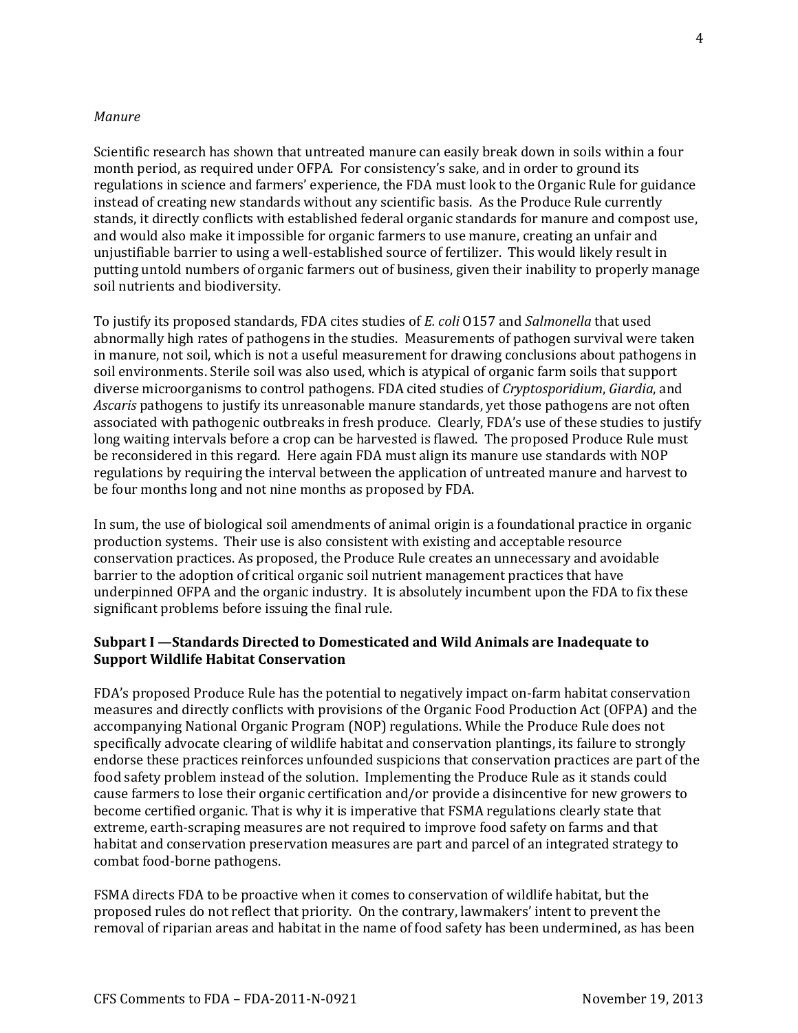*Manure*

Scientific research has shown that untreated manure can easily break down in soils within a four month period, as required under OFPA. For consistency's sake, and in order to ground its regulations in science and farmers' experience, the FDA must look to the Organic Rule for guidance instead of creating new standards without any scientific basis. As the Produce Rule currently stands, it directly conflicts with established federal organic standards for manure and compost use, and would also make it impossible for organic farmers to use manure, creating an unfair and unjustifiable barrier to using a well-established source of fertilizer. This would likely result in putting untold numbers of organic farmers out of business, given their inability to properly manage soil nutrients and biodiversity.

To justify its proposed standards, FDA cites studies of *E. coli* O157 and *Salmonella* that used abnormally high rates of pathogens in the studies. Measurements of pathogen survival were taken in manure, not soil, which is not a useful measurement for drawing conclusions about pathogens in soil environments. Sterile soil was also used, which is atypical of organic farm soils that support diverse microorganisms to control pathogens. FDA cited studies of *Cryptosporidium*, *Giardia*, and *Ascaris* pathogens to justify its unreasonable manure standards, yet those pathogens are not often associated with pathogenic outbreaks in fresh produce. Clearly, FDA's use of these studies to justify long waiting intervals before a crop can be harvested is flawed. The proposed Produce Rule must be reconsidered in this regard. Here again FDA must align its manure use standards with NOP regulations by requiring the interval between the application of untreated manure and harvest to be four months long and not nine months as proposed by FDA.

In sum, the use of biological soil amendments of animal origin is a foundational practice in organic production systems. Their use is also consistent with existing and acceptable resource conservation practices. As proposed, the Produce Rule creates an unnecessary and avoidable barrier to the adoption of critical organic soil nutrient management practices that have underpinned OFPA and the organic industry. It is absolutely incumbent upon the FDA to fix these significant problems before issuing the final rule.

**Subpart I —Standards Directed to Domesticated and Wild Animals are Inadequate to Support Wildlife Habitat Conservation**

FDA's proposed Produce Rule has the potential to negatively impact on-farm habitat conservation measures and directly conflicts with provisions of the Organic Food Production Act (OFPA) and the accompanying National Organic Program (NOP) regulations. While the Produce Rule does not specifically advocate clearing of wildlife habitat and conservation plantings, its failure to strongly endorse these practices reinforces unfounded suspicions that conservation practices are part of the food safety problem instead of the solution. Implementing the Produce Rule as it stands could cause farmers to lose their organic certification and/or provide a disincentive for new growers to become certified organic. That is why it is imperative that FSMA regulations clearly state that extreme, earth-scraping measures are not required to improve food safety on farms and that habitat and conservation preservation measures are part and parcel of an integrated strategy to combat food-borne pathogens.

FSMA directs FDA to be proactive when it comes to conservation of wildlife habitat, but the proposed rules do not reflect that priority. On the contrary, lawmakers' intent to prevent the removal of riparian areas and habitat in the name of food safety has been undermined, as has been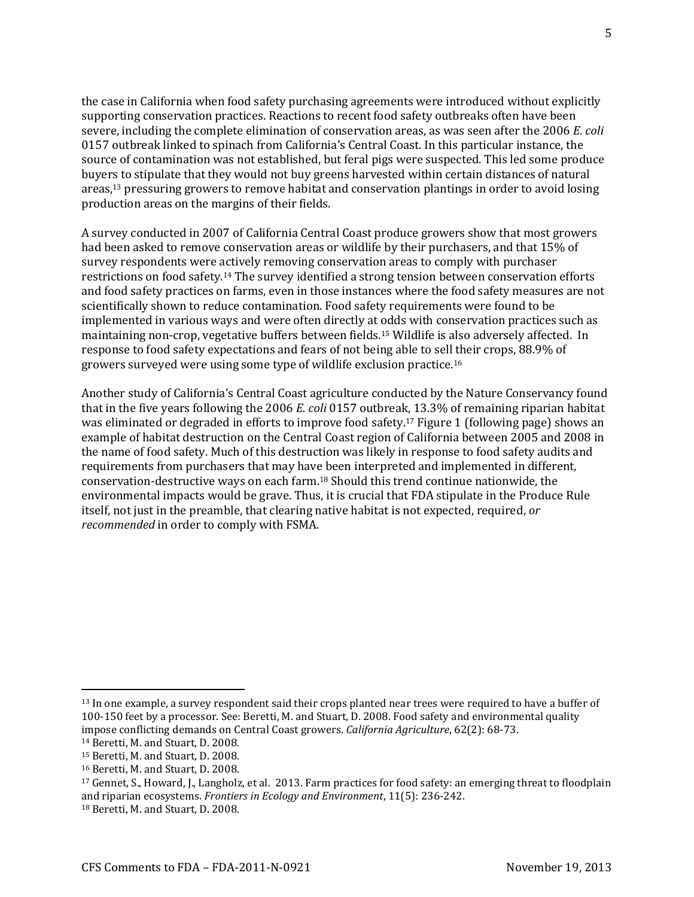the case in California when food safety purchasing agreements were introduced without explicitly supporting conservation practices. Reactions to recent food safety outbreaks often have been severe, including the complete elimination of conservation areas, as was seen after the 2006 *E. coli* 0157 outbreak linked to spinach from California's Central Coast. In this particular instance, the source of contamination was not established, but feral pigs were suspected. This led some produce buyers to stipulate that they would not buy greens harvested within certain distances of natural areas,[13] pressuring growers to remove habitat and conservation plantings in order to avoid losing production areas on the margins of their fields.

A survey conducted in 2007 of California Central Coast produce growers show that most growers had been asked to remove conservation areas or wildlife by their purchasers, and that 15% of survey respondents were actively removing conservation areas to comply with purchaser restrictions on food safety.[14] The survey identified a strong tension between conservation efforts and food safety practices on farms, even in those instances where the food safety measures are not scientifically shown to reduce contamination. Food safety requirements were found to be implemented in various ways and were often directly at odds with conservation practices such as maintaining non-crop, vegetative buffers between fields.[15] Wildlife is also adversely affected. In response to food safety expectations and fears of not being able to sell their crops, 88.9% of growers surveyed were using some type of wildlife exclusion practice.[16]

Another study of California's Central Coast agriculture conducted by the Nature Conservancy found that in the five years following the 2006 *E. coli* 0157 outbreak, 13.3% of remaining riparian habitat was eliminated or degraded in efforts to improve food safety.[17] Figure 1 (following page) shows an example of habitat destruction on the Central Coast region of California between 2005 and 2008 in the name of food safety. Much of this destruction was likely in response to food safety audits and requirements from purchasers that may have been interpreted and implemented in different, conservation-destructive ways on each farm.[18] Should this trend continue nationwide, the environmental impacts would be grave. Thus, it is crucial that FDA stipulate in the Produce Rule itself, not just in the preamble, that clearing native habitat is not expected, required, *or recommended* in order to comply with FSMA.

---

[13] In one example, a survey respondent said their crops planted near trees were required to have a buffer of 100-150 feet by a processor. See: Beretti, M. and Stuart, D. 2008. Food safety and environmental quality impose conflicting demands on Central Coast growers. *California Agriculture*, 62(2): 68-73.

[14] Beretti, M. and Stuart, D. 2008.

[15] Beretti, M. and Stuart, D. 2008.

[16] Beretti, M. and Stuart, D. 2008.

[17] Gennet, S., Howard, J., Langholz, et al. 2013. Farm practices for food safety: an emerging threat to floodplain and riparian ecosystems. *Frontiers in Ecology and Environment*, 11(5): 236-242.

[18] Beretti, M. and Stuart, D. 2008.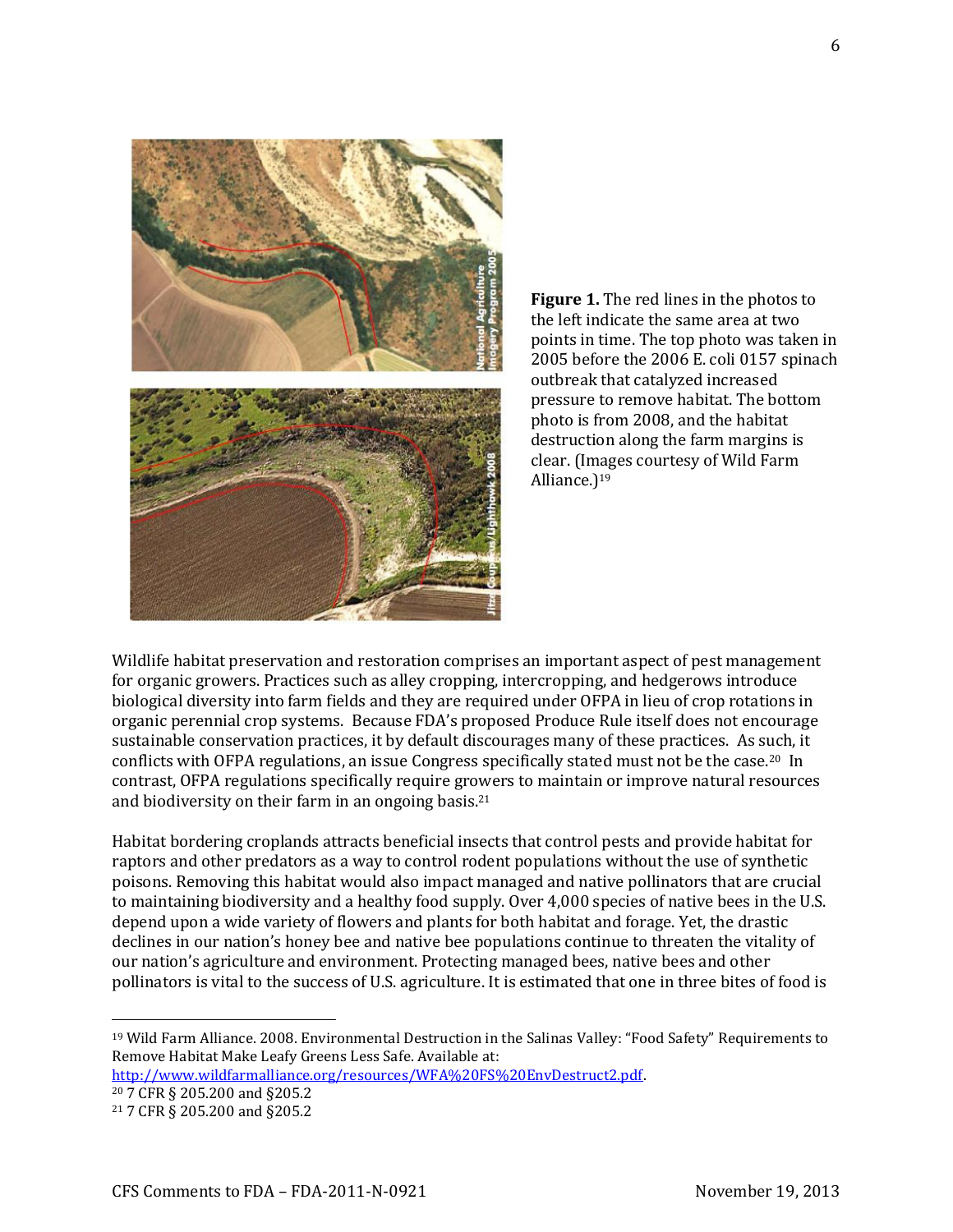**Figure 1.** The red lines in the photos to the left indicate the same area at two points in time. The top photo was taken in 2005 before the 2006 E. coli 0157 spinach outbreak that catalyzed increased pressure to remove habitat. The bottom photo is from 2008, and the habitat destruction along the farm margins is clear. (Images courtesy of Wild Farm Alliance.)[19]

Wildlife habitat preservation and restoration comprises an important aspect of pest management for organic growers. Practices such as alley cropping, intercropping, and hedgerows introduce biological diversity into farm fields and they are required under OFPA in lieu of crop rotations in organic perennial crop systems. Because FDA's proposed Produce Rule itself does not encourage sustainable conservation practices, it by default discourages many of these practices. As such, it conflicts with OFPA regulations, an issue Congress specifically stated must not be the case.[20] In contrast, OFPA regulations specifically require growers to maintain or improve natural resources and biodiversity on their farm in an ongoing basis.[21]

Habitat bordering croplands attracts beneficial insects that control pests and provide habitat for raptors and other predators as a way to control rodent populations without the use of synthetic poisons. Removing this habitat would also impact managed and native pollinators that are crucial to maintaining biodiversity and a healthy food supply. Over 4,000 species of native bees in the U.S. depend upon a wide variety of flowers and plants for both habitat and forage. Yet, the drastic declines in our nation's honey bee and native bee populations continue to threaten the vitality of our nation's agriculture and environment. Protecting managed bees, native bees and other pollinators is vital to the success of U.S. agriculture. It is estimated that one in three bites of food is

---

[19] Wild Farm Alliance. 2008. Environmental Destruction in the Salinas Valley: "Food Safety" Requirements to Remove Habitat Make Leafy Greens Less Safe. Available at: http://www.wildfarmalliance.org/resources/WFA%20FS%20EnvDestruct2.pdf.

[20] 7 CFR § 205.200 and §205.2

[21] 7 CFR § 205.200 and §205.2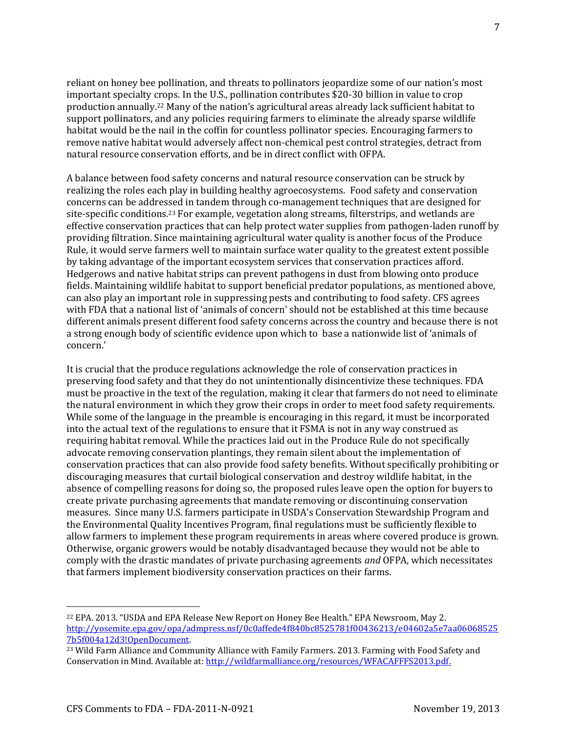reliant on honey bee pollination, and threats to pollinators jeopardize some of our nation's most important specialty crops. In the U.S., pollination contributes $20-30 billion in value to crop production annually.[22] Many of the nation's agricultural areas already lack sufficient habitat to support pollinators, and any policies requiring farmers to eliminate the already sparse wildlife habitat would be the nail in the coffin for countless pollinator species. Encouraging farmers to remove native habitat would adversely affect non-chemical pest control strategies, detract from natural resource conservation efforts, and be in direct conflict with OFPA.

A balance between food safety concerns and natural resource conservation can be struck by realizing the roles each play in building healthy agroecosystems. Food safety and conservation concerns can be addressed in tandem through co-management techniques that are designed for site-specific conditions.[23] For example, vegetation along streams, filterstrips, and wetlands are effective conservation practices that can help protect water supplies from pathogen-laden runoff by providing filtration. Since maintaining agricultural water quality is another focus of the Produce Rule, it would serve farmers well to maintain surface water quality to the greatest extent possible by taking advantage of the important ecosystem services that conservation practices afford. Hedgerows and native habitat strips can prevent pathogens in dust from blowing onto produce fields. Maintaining wildlife habitat to support beneficial predator populations, as mentioned above, can also play an important role in suppressing pests and contributing to food safety. CFS agrees with FDA that a national list of 'animals of concern' should not be established at this time because different animals present different food safety concerns across the country and because there is not a strong enough body of scientific evidence upon which to base a nationwide list of 'animals of concern.'

It is crucial that the produce regulations acknowledge the role of conservation practices in preserving food safety and that they do not unintentionally disincentivize these techniques. FDA must be proactive in the text of the regulation, making it clear that farmers do not need to eliminate the natural environment in which they grow their crops in order to meet food safety requirements. While some of the language in the preamble is encouraging in this regard, it must be incorporated into the actual text of the regulations to ensure that it FSMA is not in any way construed as requiring habitat removal. While the practices laid out in the Produce Rule do not specifically advocate removing conservation plantings, they remain silent about the implementation of conservation practices that can also provide food safety benefits. Without specifically prohibiting or discouraging measures that curtail biological conservation and destroy wildlife habitat, in the absence of compelling reasons for doing so, the proposed rules leave open the option for buyers to create private purchasing agreements that mandate removing or discontinuing conservation measures. Since many U.S. farmers participate in USDA's Conservation Stewardship Program and the Environmental Quality Incentives Program, final regulations must be sufficiently flexible to allow farmers to implement these program requirements in areas where covered produce is grown. Otherwise, organic growers would be notably disadvantaged because they would not be able to comply with the drastic mandates of private purchasing agreements *and* OFPA, which necessitates that farmers implement biodiversity conservation practices on their farms.

---

[22] EPA. 2013. "USDA and EPA Release New Report on Honey Bee Health." EPA Newsroom, May 2. http://yosemite.epa.gov/opa/admpress.nsf/0c0affede4f840bc8525781f00436213/e04602a5e7aa060685257b5f004a12d3!OpenDocument.

[23] Wild Farm Alliance and Community Alliance with Family Farmers. 2013. Farming with Food Safety and Conservation in Mind. Available at: http://wildfarmalliance.org/resources/WFACAFFFS2013.pdf.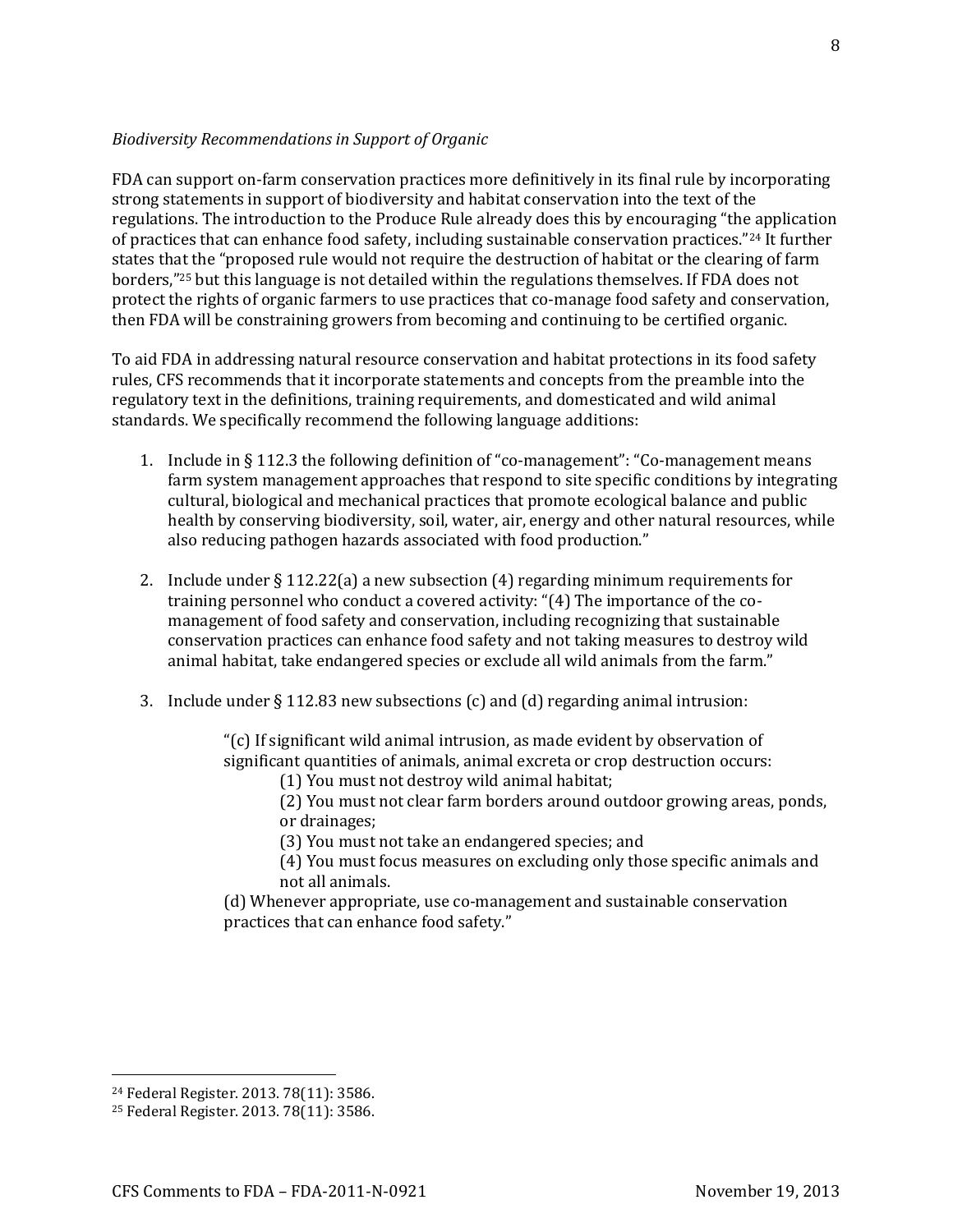*Biodiversity Recommendations in Support of Organic*

FDA can support on-farm conservation practices more definitively in its final rule by incorporating strong statements in support of biodiversity and habitat conservation into the text of the regulations. The introduction to the Produce Rule already does this by encouraging "the application of practices that can enhance food safety, including sustainable conservation practices."[24] It further states that the "proposed rule would not require the destruction of habitat or the clearing of farm borders,"[25] but this language is not detailed within the regulations themselves. If FDA does not protect the rights of organic farmers to use practices that co-manage food safety and conservation, then FDA will be constraining growers from becoming and continuing to be certified organic.

To aid FDA in addressing natural resource conservation and habitat protections in its food safety rules, CFS recommends that it incorporate statements and concepts from the preamble into the regulatory text in the definitions, training requirements, and domesticated and wild animal standards. We specifically recommend the following language additions:

1. Include in § 112.3 the following definition of "co-management": "Co-management means farm system management approaches that respond to site specific conditions by integrating cultural, biological and mechanical practices that promote ecological balance and public health by conserving biodiversity, soil, water, air, energy and other natural resources, while also reducing pathogen hazards associated with food production."

2. Include under § 112.22(a) a new subsection (4) regarding minimum requirements for training personnel who conduct a covered activity: "(4) The importance of the co-management of food safety and conservation, including recognizing that sustainable conservation practices can enhance food safety and not taking measures to destroy wild animal habitat, take endangered species or exclude all wild animals from the farm."

3. Include under § 112.83 new subsections (c) and (d) regarding animal intrusion:

   "(c) If significant wild animal intrusion, as made evident by observation of significant quantities of animals, animal excreta or crop destruction occurs:

   (1) You must not destroy wild animal habitat;

   (2) You must not clear farm borders around outdoor growing areas, ponds, or drainages;

   (3) You must not take an endangered species; and

   (4) You must focus measures on excluding only those specific animals and not all animals.

   (d) Whenever appropriate, use co-management and sustainable conservation practices that can enhance food safety."

---

[24] Federal Register. 2013. 78(11): 3586.

[25] Federal Register. 2013. 78(11): 3586.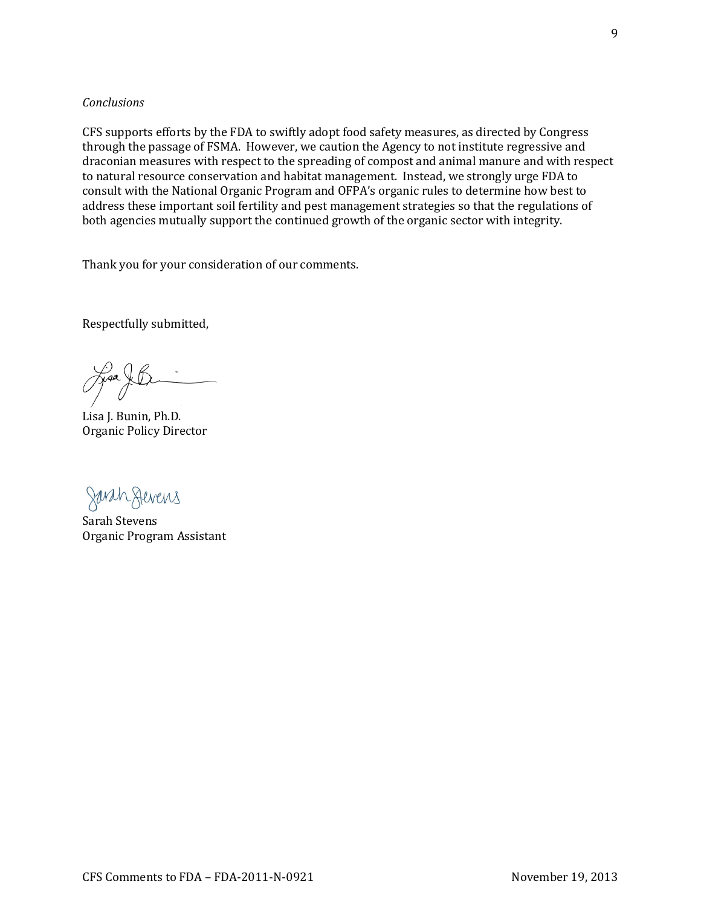*Conclusions*

CFS supports efforts by the FDA to swiftly adopt food safety measures, as directed by Congress through the passage of FSMA. However, we caution the Agency to not institute regressive and draconian measures with respect to the spreading of compost and animal manure and with respect to natural resource conservation and habitat management. Instead, we strongly urge FDA to consult with the National Organic Program and OFPA's organic rules to determine how best to address these important soil fertility and pest management strategies so that the regulations of both agencies mutually support the continued growth of the organic sector with integrity.

Thank you for your consideration of our comments.

Respectfully submitted,

Lisa J. Bunin, Ph.D.
Organic Policy Director

Sarah Stevens
Organic Program Assistant